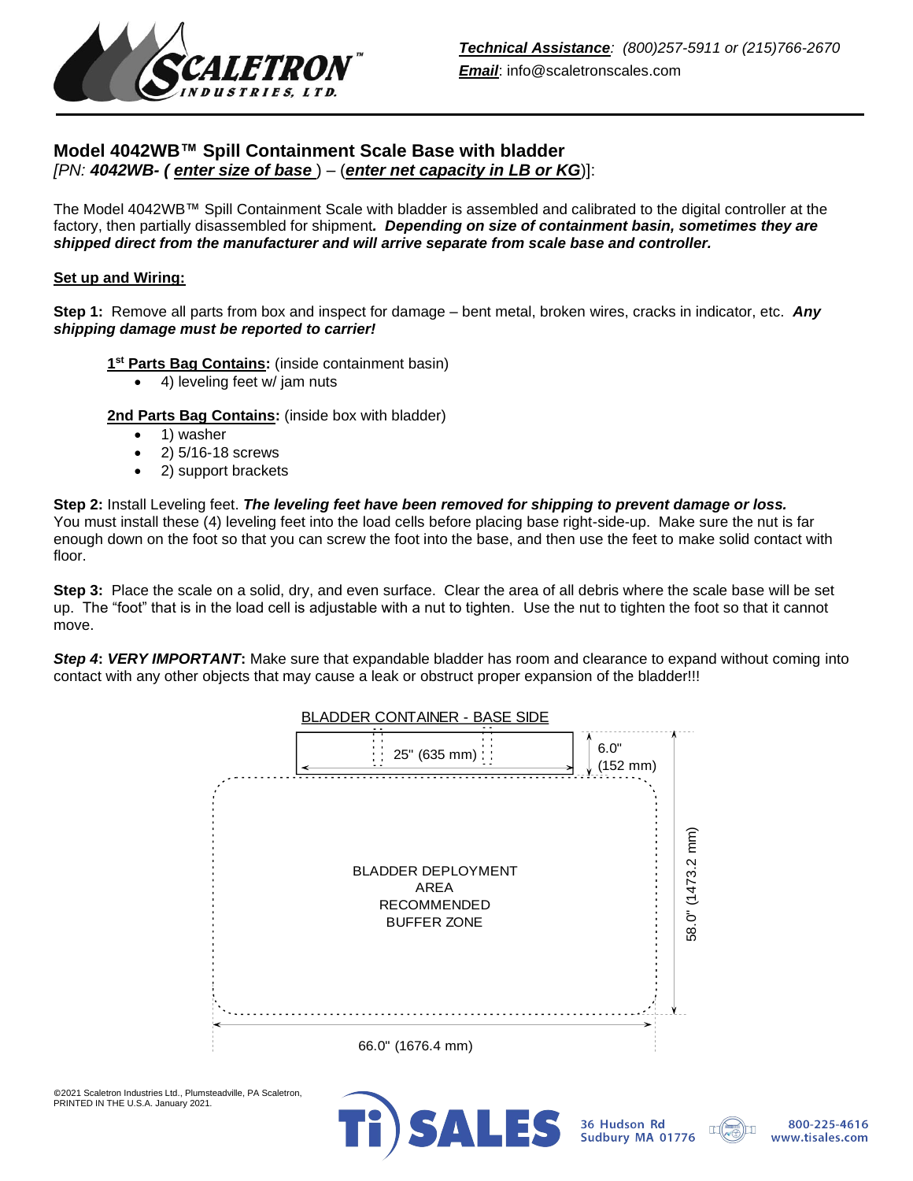*Technical Assistance: (800)257-5911 or (215)766-2670*
*Email*: info@scaletronscales.com

## Model 4042WB™ Spill Containment Scale Base with bladder

*[PN: **4042WB- ( enter size of base )** – (**enter net capacity in LB or KG**)]:*

The Model 4042WB™ Spill Containment Scale with bladder is assembled and calibrated to the digital controller at the factory, then partially disassembled for shipment**.** ***Depending on size of containment basin, sometimes they are shipped direct from the manufacturer and will arrive separate from scale base and controller.***

**Set up and Wiring:**

**Step 1:** Remove all parts from box and inspect for damage – bent metal, broken wires, cracks in indicator, etc. ***Any shipping damage must be reported to carrier!***

**1st Parts Bag Contains:** (inside containment basin)

- 4) leveling feet w/ jam nuts

**2nd Parts Bag Contains:** (inside box with bladder)

- 1) washer
- 2) 5/16-18 screws
- 2) support brackets

**Step 2:** Install Leveling feet. ***The leveling feet have been removed for shipping to prevent damage or loss.*** You must install these (4) leveling feet into the load cells before placing base right-side-up. Make sure the nut is far enough down on the foot so that you can screw the foot into the base, and then use the feet to make solid contact with floor.

**Step 3:** Place the scale on a solid, dry, and even surface. Clear the area of all debris where the scale base will be set up. The "foot" that is in the load cell is adjustable with a nut to tighten. Use the nut to tighten the foot so that it cannot move.

***Step 4*: *VERY IMPORTANT*:** Make sure that expandable bladder has room and clearance to expand without coming into contact with any other objects that may cause a leak or obstruct proper expansion of the bladder!!!

BLADDER CONTAINER - BASE SIDE

25" (635 mm)

6.0" (152 mm)

BLADDER DEPLOYMENT AREA RECOMMENDED BUFFER ZONE

58.0" (1473.2 mm)

66.0" (1676.4 mm)

©2021 Scaletron Industries Ltd., Plumsteadville, PA Scaletron, PRINTED IN THE U.S.A. January 2021.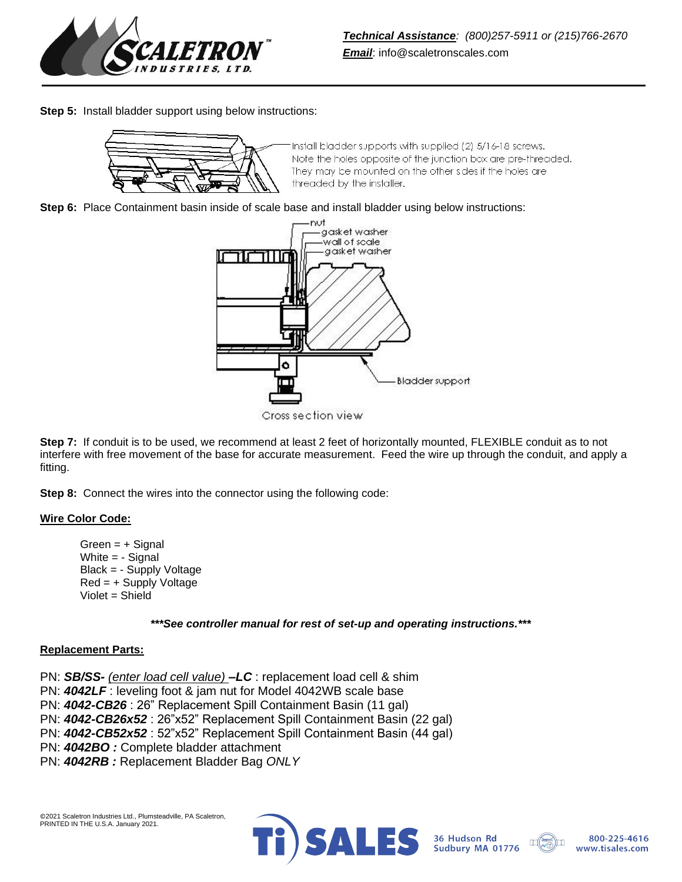**Step 5:** Install bladder support using below instructions:

Install bladder supports with supplied (2) 5/16-18 screws. Note the holes opposite of the junction box are pre-threaded. They may be mounted on the other sides if the holes are threaded by the installer.

**Step 6:** Place Containment basin inside of scale base and install bladder using below instructions:

nut
gasket washer
wall of scale
gasket washer
Bladder support

Cross section view

**Step 7:** If conduit is to be used, we recommend at least 2 feet of horizontally mounted, FLEXIBLE conduit as to not interfere with free movement of the base for accurate measurement. Feed the wire up through the conduit, and apply a fitting.

**Step 8:** Connect the wires into the connector using the following code:

**Wire Color Code:**

Green = + Signal
White = - Signal
Black = - Supply Voltage
Red = + Supply Voltage
Violet = Shield

***\*\*\*See controller manual for rest of set-up and operating instructions.\*\*\****

**Replacement Parts:**

PN: ***SB/SS-*** *(enter load cell value)* ***–LC*** : replacement load cell & shim
PN: ***4042LF*** : leveling foot & jam nut for Model 4042WB scale base
PN: ***4042-CB26*** : 26" Replacement Spill Containment Basin (11 gal)
PN: ***4042-CB26x52*** : 26"x52" Replacement Spill Containment Basin (22 gal)
PN: ***4042-CB52x52*** : 52"x52" Replacement Spill Containment Basin (44 gal)
PN: ***4042BO :*** Complete bladder attachment
PN: ***4042RB :*** Replacement Bladder Bag *ONLY*

©2021 Scaletron Industries Ltd., Plumsteadville, PA Scaletron, PRINTED IN THE U.S.A. January 2021.